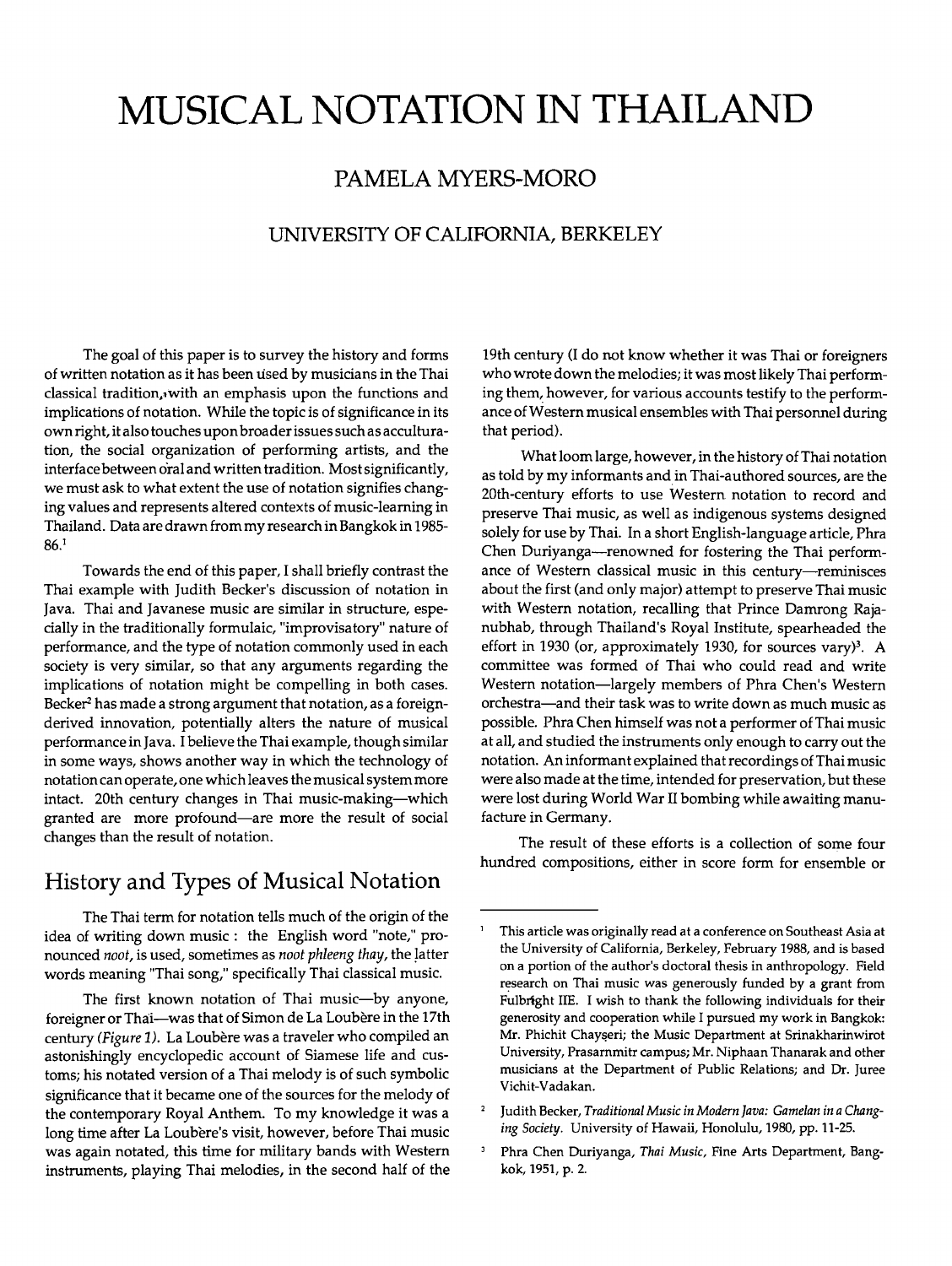# MUSICAL NOTATION IN THAILAND

## PAMELA MYERS-MORO

### UNIVERSITY OF CALIFORNIA, BERKELEY

The goal of this paper is to survey the history and forms of written notation as it has been used by musicians in the Thai classical tradition, with an emphasis upon the functions and implications of notation. While the topic is of significance in its own right, it also touches upon broader issues such as acculturation, the social organization of performing artists, and the interface between oral and written tradition. Most significantly, we must ask to what extent the use of notation signifies changing values and represents altered contexts of music-learning in Thailand. Data are drawn from my research in Bangkok in 1985-86.[1]

Towards the end of this paper, I shall briefly contrast the Thai example with Judith Becker's discussion of notation in Java. Thai and Javanese music are similar in structure, especially in the traditionally formulaic, "improvisatory" nature of performance, and the type of notation commonly used in each society is very similar, so that any arguments regarding the implications of notation might be compelling in both cases. Becker[2] has made a strong argument that notation, as a foreign-derived innovation, potentially alters the nature of musical performance in Java. I believe the Thai example, though similar in some ways, shows another way in which the technology of notation can operate, one which leaves the musical system more intact. 20th century changes in Thai music-making—which granted are more profound—are more the result of social changes than the result of notation.

## History and Types of Musical Notation

The Thai term for notation tells much of the origin of the idea of writing down music : the English word "note," pronounced *noot*, is used, sometimes as *noot phleeng thay*, the latter words meaning "Thai song," specifically Thai classical music.

The first known notation of Thai music—by anyone, foreigner or Thai—was that of Simon de La Loubère in the 17th century *(Figure 1)*. La Loubère was a traveler who compiled an astonishingly encyclopedic account of Siamese life and customs; his notated version of a Thai melody is of such symbolic significance that it became one of the sources for the melody of the contemporary Royal Anthem. To my knowledge it was a long time after La Loubère's visit, however, before Thai music was again notated, this time for military bands with Western instruments, playing Thai melodies, in the second half of the 19th century (I do not know whether it was Thai or foreigners who wrote down the melodies; it was most likely Thai performing them, however, for various accounts testify to the performance of Western musical ensembles with Thai personnel during that period).

What loom large, however, in the history of Thai notation as told by my informants and in Thai-authored sources, are the 20th-century efforts to use Western notation to record and preserve Thai music, as well as indigenous systems designed solely for use by Thai. In a short English-language article, Phra Chen Duriyanga—renowned for fostering the Thai performance of Western classical music in this century—reminisces about the first (and only major) attempt to preserve Thai music with Western notation, recalling that Prince Damrong Rajanubhab, through Thailand's Royal Institute, spearheaded the effort in 1930 (or, approximately 1930, for sources vary)[3]. A committee was formed of Thai who could read and write Western notation—largely members of Phra Chen's Western orchestra—and their task was to write down as much music as possible. Phra Chen himself was not a performer of Thai music at all, and studied the instruments only enough to carry out the notation. An informant explained that recordings of Thai music were also made at the time, intended for preservation, but these were lost during World War II bombing while awaiting manufacture in Germany.

The result of these efforts is a collection of some four hundred compositions, either in score form for ensemble or

---

[1] This article was originally read at a conference on Southeast Asia at the University of California, Berkeley, February 1988, and is based on a portion of the author's doctoral thesis in anthropology. Field research on Thai music was generously funded by a grant from Fulbright IIE. I wish to thank the following individuals for their generosity and cooperation while I pursued my work in Bangkok: Mr. Phichit Chayseri; the Music Department at Srinakharinwirot University, Prasarnmitr campus; Mr. Niphaan Thanarak and other musicians at the Department of Public Relations; and Dr. Juree Vichit-Vadakan.

[2] Judith Becker, *Traditional Music in Modern Java: Gamelan in a Changing Society*. University of Hawaii, Honolulu, 1980, pp. 11-25.

[3] Phra Chen Duriyanga, *Thai Music*, Fine Arts Department, Bangkok, 1951, p. 2.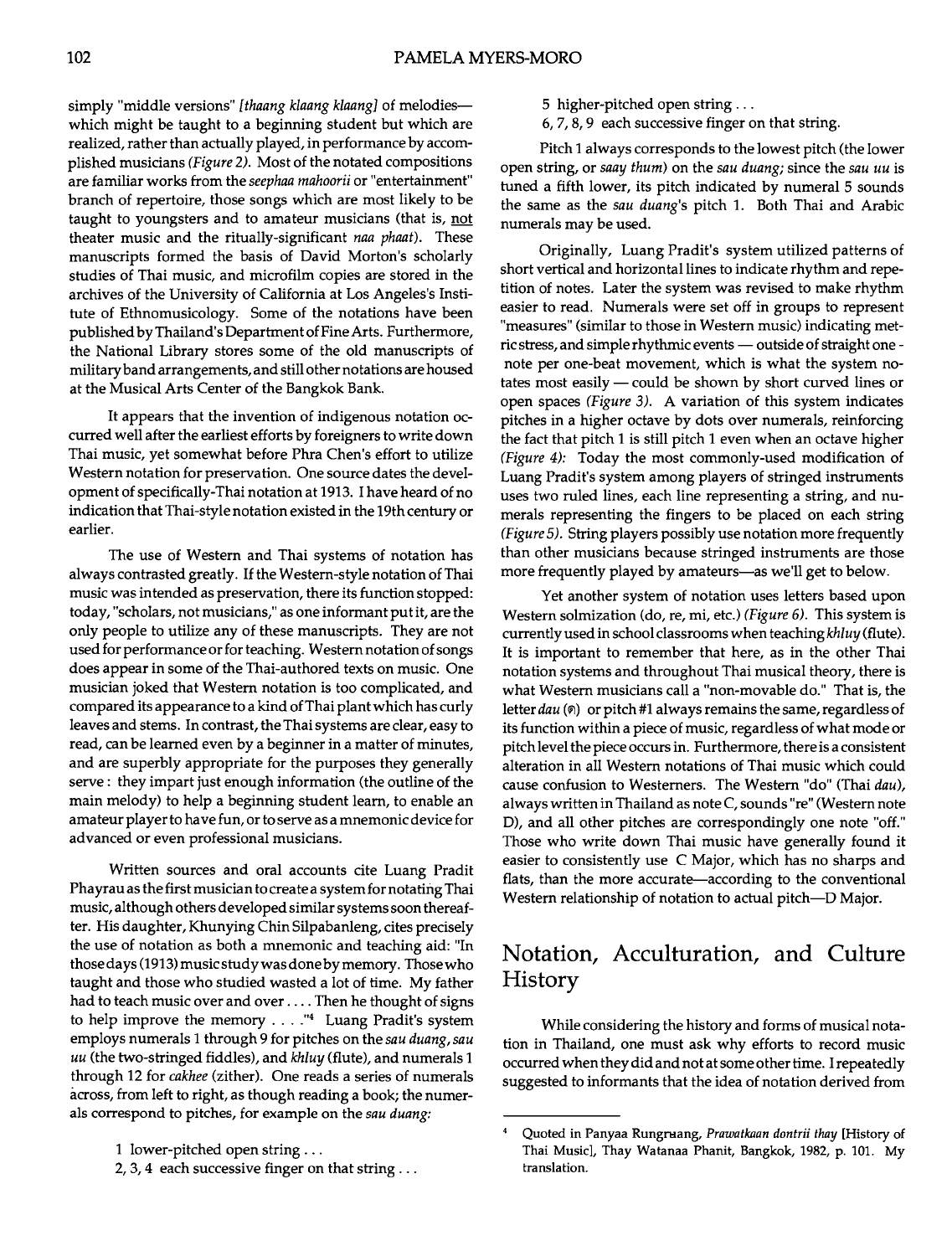simply "middle versions" *[thaang klaang klaang]* of melodies—which might be taught to a beginning student but which are realized, rather than actually played, in performance by accomplished musicians *(Figure 2)*. Most of the notated compositions are familiar works from the *seephaa mahoorii* or "entertainment" branch of repertoire, those songs which are most likely to be taught to youngsters and to amateur musicians (that is, not theater music and the ritually-significant *naa phaat*). These manuscripts formed the basis of David Morton's scholarly studies of Thai music, and microfilm copies are stored in the archives of the University of California at Los Angeles's Institute of Ethnomusicology. Some of the notations have been published by Thailand's Department of Fine Arts. Furthermore, the National Library stores some of the old manuscripts of military band arrangements, and still other notations are housed at the Musical Arts Center of the Bangkok Bank.

It appears that the invention of indigenous notation occurred well after the earliest efforts by foreigners to write down Thai music, yet somewhat before Phra Chen's effort to utilize Western notation for preservation. One source dates the development of specifically-Thai notation at 1913. I have heard of no indication that Thai-style notation existed in the 19th century or earlier.

The use of Western and Thai systems of notation has always contrasted greatly. If the Western-style notation of Thai music was intended as preservation, there its function stopped: today, "scholars, not musicians," as one informant put it, are the only people to utilize any of these manuscripts. They are not used for performance or for teaching. Western notation of songs does appear in some of the Thai-authored texts on music. One musician joked that Western notation is too complicated, and compared its appearance to a kind of Thai plant which has curly leaves and stems. In contrast, the Thai systems are clear, easy to read, can be learned even by a beginner in a matter of minutes, and are superbly appropriate for the purposes they generally serve : they impart just enough information (the outline of the main melody) to help a beginning student learn, to enable an amateur player to have fun, or to serve as a mnemonic device for advanced or even professional musicians.

Written sources and oral accounts cite Luang Pradit Phayrau as the first musician to create a system for notating Thai music, although others developed similar systems soon thereafter. His daughter, Khunying Chin Silpabanleng, cites precisely the use of notation as both a mnemonic and teaching aid: "In those days (1913) music study was done by memory. Those who taught and those who studied wasted a lot of time. My father had to teach music over and over . . . . Then he thought of signs to help improve the memory . . . ."[4] Luang Pradit's system employs numerals 1 through 9 for pitches on the *sau duang*, *sau uu* (the two-stringed fiddles), and *khluy* (flute), and numerals 1 through 12 for *cakhee* (zither). One reads a series of numerals across, from left to right, as though reading a book; the numerals correspond to pitches, for example on the *sau duang:*

1 lower-pitched open string . . .

2, 3, 4 each successive finger on that string . . .

5 higher-pitched open string . . .

6, 7, 8, 9 each successive finger on that string.

Pitch 1 always corresponds to the lowest pitch (the lower open string, or *saay thum*) on the *sau duang*; since the *sau uu* is tuned a fifth lower, its pitch indicated by numeral 5 sounds the same as the *sau duang*'s pitch 1. Both Thai and Arabic numerals may be used.

Originally, Luang Pradit's system utilized patterns of short vertical and horizontal lines to indicate rhythm and repetition of notes. Later the system was revised to make rhythm easier to read. Numerals were set off in groups to represent "measures" (similar to those in Western music) indicating metric stress, and simple rhythmic events — outside of straight one-note per one-beat movement, which is what the system notates most easily — could be shown by short curved lines or open spaces *(Figure 3)*. A variation of this system indicates pitches in a higher octave by dots over numerals, reinforcing the fact that pitch 1 is still pitch 1 even when an octave higher *(Figure 4):* Today the most commonly-used modification of Luang Pradit's system among players of stringed instruments uses two ruled lines, each line representing a string, and numerals representing the fingers to be placed on each string *(Figure 5)*. String players possibly use notation more frequently than other musicians because stringed instruments are those more frequently played by amateurs—as we'll get to below.

Yet another system of notation uses letters based upon Western solmization (do, re, mi, etc.) *(Figure 6)*. This system is currently used in school classrooms when teaching *khluy* (flute). It is important to remember that here, as in the other Thai notation systems and throughout Thai musical theory, there is what Western musicians call a "non-movable do." That is, the letter *dau* (ด) or pitch #1 always remains the same, regardless of its function within a piece of music, regardless of what mode or pitch level the piece occurs in. Furthermore, there is a consistent alteration in all Western notations of Thai music which could cause confusion to Westerners. The Western "do" (Thai *dau*), always written in Thailand as note C, sounds "re" (Western note D), and all other pitches are correspondingly one note "off." Those who write down Thai music have generally found it easier to consistently use C Major, which has no sharps and flats, than the more accurate—according to the conventional Western relationship of notation to actual pitch—D Major.

## Notation, Acculturation, and Culture History

While considering the history and forms of musical notation in Thailand, one must ask why efforts to record music occurred when they did and not at some other time. I repeatedly suggested to informants that the idea of notation derived from

[4] Quoted in Panyaa Rungruang, *Prawatkaan dontrii thay* [History of Thai Music], Thay Watanaa Phanit, Bangkok, 1982, p. 101. My translation.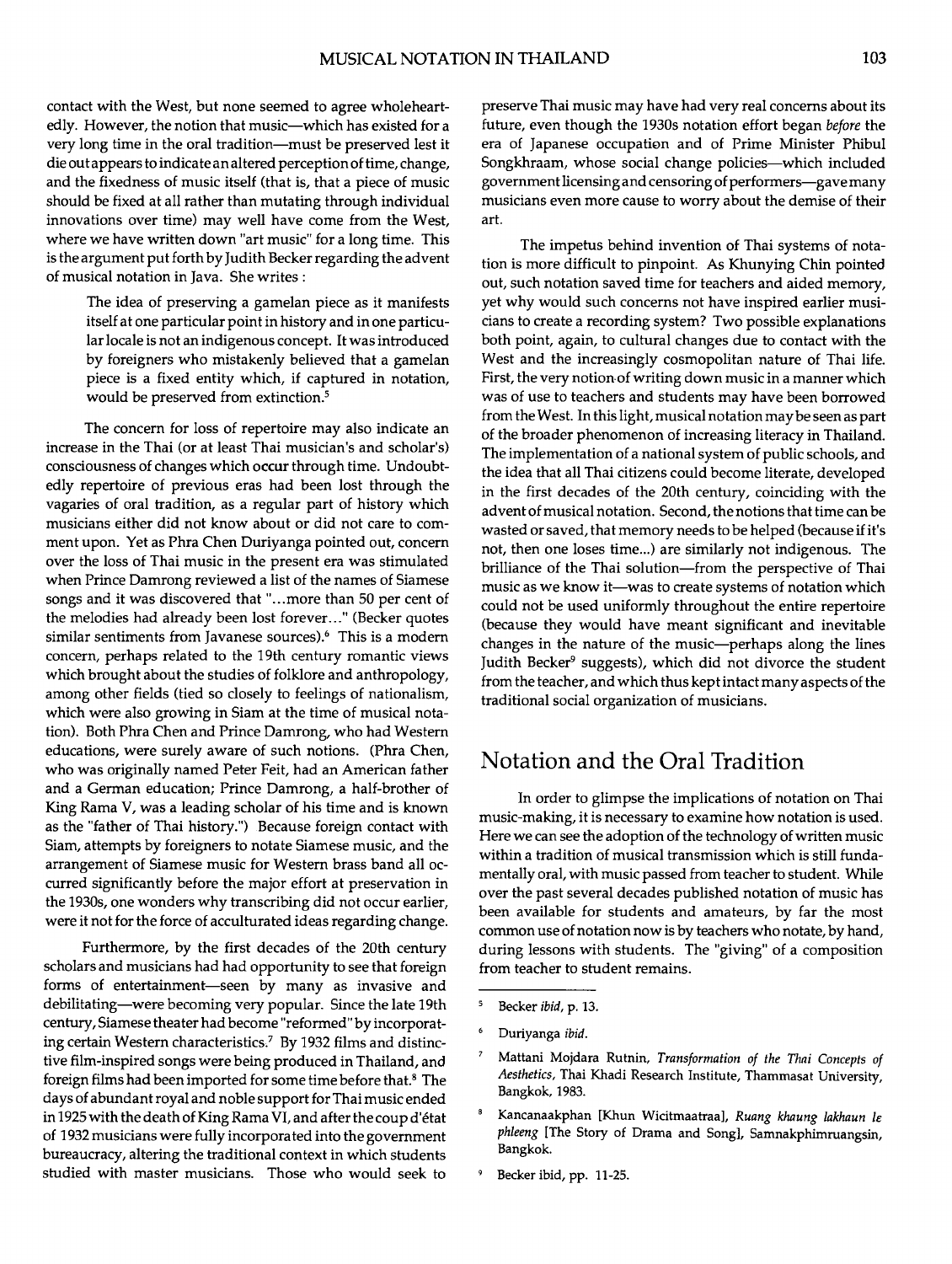contact with the West, but none seemed to agree wholeheartedly. However, the notion that music—which has existed for a very long time in the oral tradition—must be preserved lest it die out appears to indicate an altered perception of time, change, and the fixedness of music itself (that is, that a piece of music should be fixed at all rather than mutating through individual innovations over time) may well have come from the West, where we have written down "art music" for a long time. This is the argument put forth by Judith Becker regarding the advent of musical notation in Java. She writes :

> The idea of preserving a gamelan piece as it manifests itself at one particular point in history and in one particular locale is not an indigenous concept. It was introduced by foreigners who mistakenly believed that a gamelan piece is a fixed entity which, if captured in notation, would be preserved from extinction.[5]

The concern for loss of repertoire may also indicate an increase in the Thai (or at least Thai musician's and scholar's) consciousness of changes which occur through time. Undoubtedly repertoire of previous eras had been lost through the vagaries of oral tradition, as a regular part of history which musicians either did not know about or did not care to comment upon. Yet as Phra Chen Duriyanga pointed out, concern over the loss of Thai music in the present era was stimulated when Prince Damrong reviewed a list of the names of Siamese songs and it was discovered that "...more than 50 per cent of the melodies had already been lost forever..." (Becker quotes similar sentiments from Javanese sources).[6] This is a modern concern, perhaps related to the 19th century romantic views which brought about the studies of folklore and anthropology, among other fields (tied so closely to feelings of nationalism, which were also growing in Siam at the time of musical notation). Both Phra Chen and Prince Damrong, who had Western educations, were surely aware of such notions. (Phra Chen, who was originally named Peter Feit, had an American father and a German education; Prince Damrong, a half-brother of King Rama V, was a leading scholar of his time and is known as the "father of Thai history.") Because foreign contact with Siam, attempts by foreigners to notate Siamese music, and the arrangement of Siamese music for Western brass band all occurred significantly before the major effort at preservation in the 1930s, one wonders why transcribing did not occur earlier, were it not for the force of acculturated ideas regarding change.

Furthermore, by the first decades of the 20th century scholars and musicians had had opportunity to see that foreign forms of entertainment—seen by many as invasive and debilitating—were becoming very popular. Since the late 19th century, Siamese theater had become "reformed" by incorporating certain Western characteristics.[7] By 1932 films and distinctive film-inspired songs were being produced in Thailand, and foreign films had been imported for some time before that.[8] The days of abundant royal and noble support for Thai music ended in 1925 with the death of King Rama VI, and after the coup d'état of 1932 musicians were fully incorporated into the government bureaucracy, altering the traditional context in which students studied with master musicians. Those who would seek to preserve Thai music may have had very real concerns about its future, even though the 1930s notation effort began *before* the era of Japanese occupation and of Prime Minister Phibul Songkhraam, whose social change policies—which included government licensing and censoring of performers—gave many musicians even more cause to worry about the demise of their art.

The impetus behind invention of Thai systems of notation is more difficult to pinpoint. As Khunying Chin pointed out, such notation saved time for teachers and aided memory, yet why would such concerns not have inspired earlier musicians to create a recording system? Two possible explanations both point, again, to cultural changes due to contact with the West and the increasingly cosmopolitan nature of Thai life. First, the very notion of writing down music in a manner which was of use to teachers and students may have been borrowed from the West. In this light, musical notation may be seen as part of the broader phenomenon of increasing literacy in Thailand. The implementation of a national system of public schools, and the idea that all Thai citizens could become literate, developed in the first decades of the 20th century, coinciding with the advent of musical notation. Second, the notions that time can be wasted or saved, that memory needs to be helped (because if it's not, then one loses time...) are similarly not indigenous. The brilliance of the Thai solution—from the perspective of Thai music as we know it—was to create systems of notation which could not be used uniformly throughout the entire repertoire (because they would have meant significant and inevitable changes in the nature of the music—perhaps along the lines Judith Becker[9] suggests), which did not divorce the student from the teacher, and which thus kept intact many aspects of the traditional social organization of musicians.

## Notation and the Oral Tradition

In order to glimpse the implications of notation on Thai music-making, it is necessary to examine how notation is used. Here we can see the adoption of the technology of written music within a tradition of musical transmission which is still fundamentally oral, with music passed from teacher to student. While over the past several decades published notation of music has been available for students and amateurs, by far the most common use of notation now is by teachers who notate, by hand, during lessons with students. The "giving" of a composition from teacher to student remains.

---

[5] Becker *ibid*, p. 13.

[6] Duriyanga *ibid*.

[7] Mattani Mojdara Rutnin, *Transformation of the Thai Concepts of Aesthetics*, Thai Khadi Research Institute, Thammasat University, Bangkok, 1983.

[8] Kancanaakphan [Khun Wicitmaatraa], *Ruang khaung lakhaun le phleeng* [The Story of Drama and Song], Samnakphimruangsin, Bangkok.

[9] Becker ibid, pp. 11-25.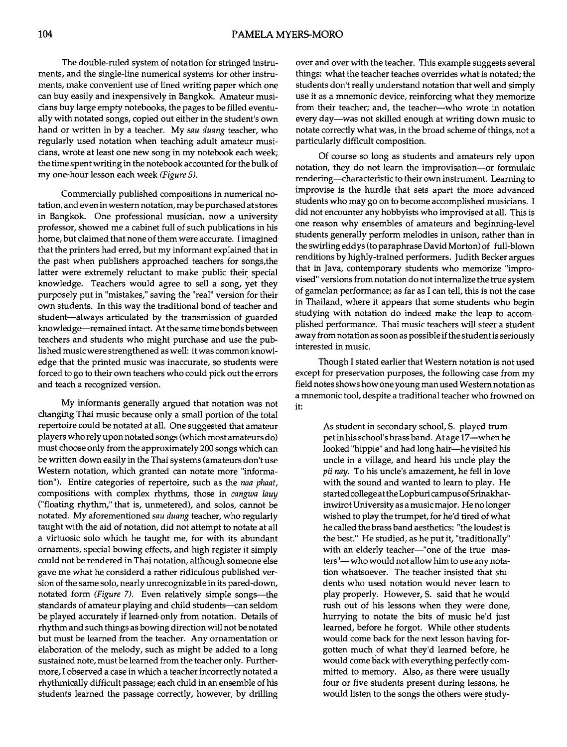The double-ruled system of notation for stringed instruments, and the single-line numerical systems for other instruments, make convenient use of lined writing paper which one can buy easily and inexpensively in Bangkok. Amateur musicians buy large empty notebooks, the pages to be filled eventually with notated songs, copied out either in the student's own hand or written in by a teacher. My *sau duang* teacher, who regularly used notation when teaching adult amateur musicians, wrote at least one new song in my notebook each week; the time spent writing in the notebook accounted for the bulk of my one-hour lesson each week *(Figure 5)*.

Commercially published compositions in numerical notation, and even in western notation, may be purchased at stores in Bangkok. One professional musician, now a university professor, showed me a cabinet full of such publications in his home, but claimed that none of them were accurate. I imagined that the printers had erred, but my informant explained that in the past when publishers approached teachers for songs,the latter were extremely reluctant to make public their special knowledge. Teachers would agree to sell a song, yet they purposely put in "mistakes," saving the "real" version for their own students. In this way the traditional bond of teacher and student—always articulated by the transmission of guarded knowledge—remained intact. At the same time bonds between teachers and students who might purchase and use the published music were strengthened as well: it was common knowledge that the printed music was inaccurate, so students were forced to go to their own teachers who could pick out the errors and teach a recognized version.

My informants generally argued that notation was not changing Thai music because only a small portion of the total repertoire could be notated at all. One suggested that amateur players who rely upon notated songs (which most amateurs do) must choose only from the approximately 200 songs which can be written down easily in the Thai systems (amateurs don't use Western notation, which granted can notate more "information"). Entire categories of repertoire, such as the *naa phaat*, compositions with complex rhythms, those in *cangwa lauy* ("floating rhythm," that is, unmetered), and solos, cannot be notated. My aforementioned *sau duang* teacher, who regularly taught with the aid of notation, did not attempt to notate at all a virtuosic solo which he taught me, for with its abundant ornaments, special bowing effects, and high register it simply could not be rendered in Thai notation, although someone else gave me what he considerd a rather ridiculous published version of the same solo, nearly unrecognizable in its pared-down, notated form *(Figure 7)*. Even relatively simple songs—the standards of amateur playing and child students—can seldom be played accurately if learned only from notation. Details of rhythm and such things as bowing direction will not be notated but must be learned from the teacher. Any ornamentation or elaboration of the melody, such as might be added to a long sustained note, must be learned from the teacher only. Furthermore, I observed a case in which a teacher incorrectly notated a rhythmically difficult passage; each child in an ensemble of his students learned the passage correctly, however, by drilling over and over with the teacher. This example suggests several things: what the teacher teaches overrides what is notated; the students don't really understand notation that well and simply use it as a mnemonic device, reinforcing what they memorize from their teacher; and, the teacher—who wrote in notation every day—was not skilled enough at writing down music to notate correctly what was, in the broad scheme of things, not a particularly difficult composition.

Of course so long as students and amateurs rely upon notation, they do not learn the improvisation—or formulaic rendering—characteristic to their own instrument. Learning to improvise is the hurdle that sets apart the more advanced students who may go on to become accomplished musicians. I did not encounter any hobbyists who improvised at all. This is one reason why ensembles of amateurs and beginning-level students generally perform melodies in unison, rather than in the swirling eddys (to paraphrase David Morton) of full-blown renditions by highly-trained performers. Judith Becker argues that in Java, contemporary students who memorize "improvised" versions from notation do not internalize the true system of gamelan performance; as far as I can tell, this is not the case in Thailand, where it appears that some students who begin studying with notation do indeed make the leap to accomplished performance. Thai music teachers will steer a student away from notation as soon as possible if the student is seriously interested in music.

Though I stated earlier that Western notation is not used except for preservation purposes, the following case from my field notes shows how one young man used Western notation as a mnemonic tool, despite a traditional teacher who frowned on it:

> As student in secondary school, S. played trumpet in his school's brass band. At age 17—when he looked "hippie" and had long hair—he visited his uncle in a village, and heard his uncle play the *pii nay*. To his uncle's amazement, he fell in love with the sound and wanted to learn to play. He started college at the Lopburi campus of Srinakharinwirot University as a music major. He no longer wished to play the trumpet, for he'd tired of what he called the brass band aesthetics: "the loudest is the best." He studied, as he put it, "traditionally" with an elderly teacher—"one of the true masters"—who would not allow him to use any notation whatsoever. The teacher insisted that students who used notation would never learn to play properly. However, S. said that he would rush out of his lessons when they were done, hurrying to notate the bits of music he'd just learned, before he forgot. While other students would come back for the next lesson having forgotten much of what they'd learned before, he would come back with everything perfectly committed to memory. Also, as there were usually four or five students present during lessons, he would listen to the songs the others were study-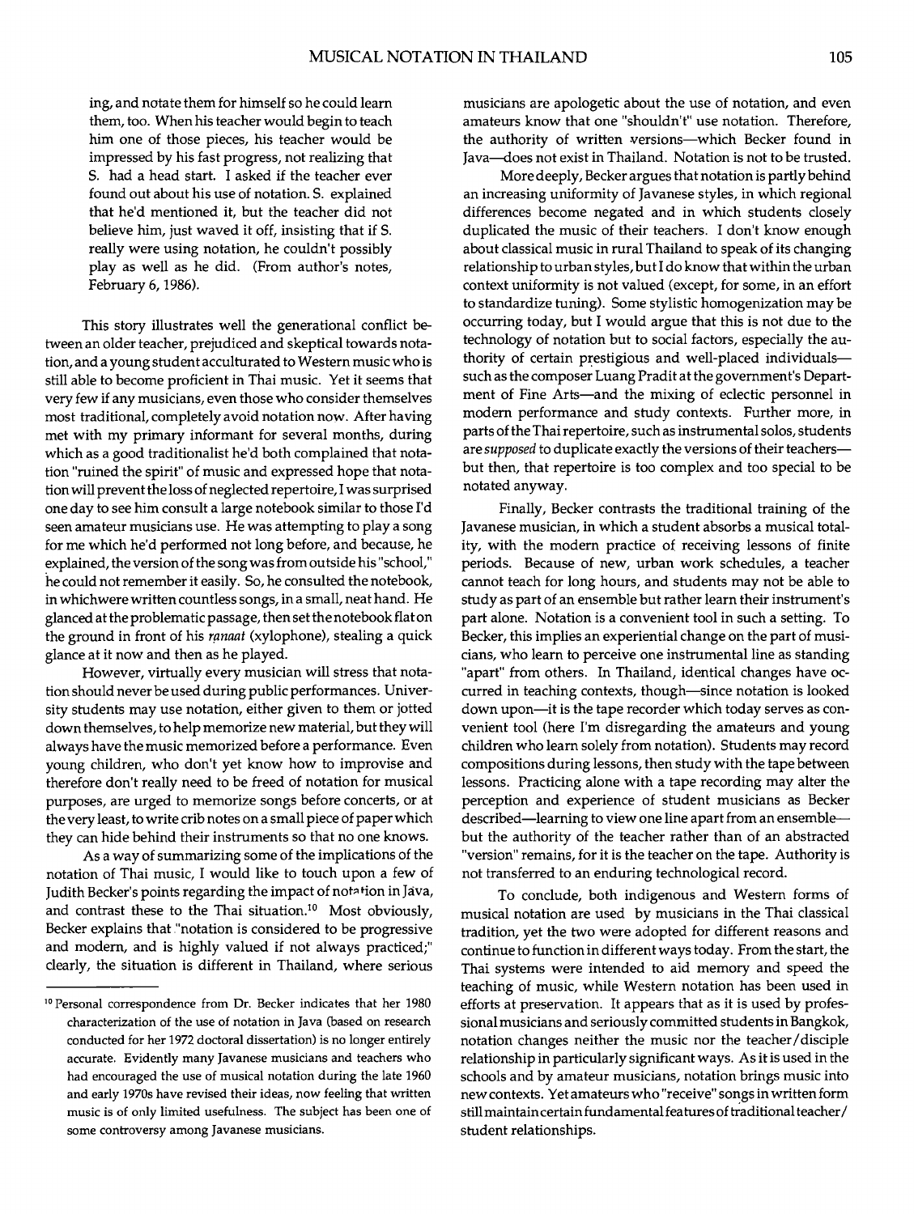ing, and notate them for himself so he could learn them, too. When his teacher would begin to teach him one of those pieces, his teacher would be impressed by his fast progress, not realizing that S. had a head start. I asked if the teacher ever found out about his use of notation. S. explained that he'd mentioned it, but the teacher did not believe him, just waved it off, insisting that if S. really were using notation, he couldn't possibly play as well as he did. (From author's notes, February 6, 1986).

This story illustrates well the generational conflict between an older teacher, prejudiced and skeptical towards notation, and a young student acculturated to Western music who is still able to become proficient in Thai music. Yet it seems that very few if any musicians, even those who consider themselves most traditional, completely avoid notation now. After having met with my primary informant for several months, during which as a good traditionalist he'd both complained that notation "ruined the spirit" of music and expressed hope that notation will prevent the loss of neglected repertoire, I was surprised one day to see him consult a large notebook similar to those I'd seen amateur musicians use. He was attempting to play a song for me which he'd performed not long before, and because, he explained, the version of the song was from outside his "school," he could not remember it easily. So, he consulted the notebook, in which were written countless songs, in a small, neat hand. He glanced at the problematic passage, then set the notebook flat on the ground in front of his *ranaat* (xylophone), stealing a quick glance at it now and then as he played.

However, virtually every musician will stress that notation should never be used during public performances. University students may use notation, either given to them or jotted down themselves, to help memorize new material, but they will always have the music memorized before a performance. Even young children, who don't yet know how to improvise and therefore don't really need to be freed of notation for musical purposes, are urged to memorize songs before concerts, or at the very least, to write crib notes on a small piece of paper which they can hide behind their instruments so that no one knows.

As a way of summarizing some of the implications of the notation of Thai music, I would like to touch upon a few of Judith Becker's points regarding the impact of notation in Java, and contrast these to the Thai situation.[10] Most obviously, Becker explains that "notation is considered to be progressive and modern, and is highly valued if not always practiced;" clearly, the situation is different in Thailand, where serious musicians are apologetic about the use of notation, and even amateurs know that one "shouldn't" use notation. Therefore, the authority of written versions—which Becker found in Java—does not exist in Thailand. Notation is not to be trusted.

More deeply, Becker argues that notation is partly behind an increasing uniformity of Javanese styles, in which regional differences become negated and in which students closely duplicated the music of their teachers. I don't know enough about classical music in rural Thailand to speak of its changing relationship to urban styles, but I do know that within the urban context uniformity is not valued (except, for some, in an effort to standardize tuning). Some stylistic homogenization may be occurring today, but I would argue that this is not due to the technology of notation but to social factors, especially the authority of certain prestigious and well-placed individuals—such as the composer Luang Pradit at the government's Department of Fine Arts—and the mixing of eclectic personnel in modern performance and study contexts. Further more, in parts of the Thai repertoire, such as instrumental solos, students are *supposed* to duplicate exactly the versions of their teachers—but then, that repertoire is too complex and too special to be notated anyway.

Finally, Becker contrasts the traditional training of the Javanese musician, in which a student absorbs a musical totality, with the modern practice of receiving lessons of finite periods. Because of new, urban work schedules, a teacher cannot teach for long hours, and students may not be able to study as part of an ensemble but rather learn their instrument's part alone. Notation is a convenient tool in such a setting. To Becker, this implies an experiential change on the part of musicians, who learn to perceive one instrumental line as standing "apart" from others. In Thailand, identical changes have occurred in teaching contexts, though—since notation is looked down upon—it is the tape recorder which today serves as convenient tool (here I'm disregarding the amateurs and young children who learn solely from notation). Students may record compositions during lessons, then study with the tape between lessons. Practicing alone with a tape recording may alter the perception and experience of student musicians as Becker described—learning to view one line apart from an ensemble—but the authority of the teacher rather than of an abstracted "version" remains, for it is the teacher on the tape. Authority is not transferred to an enduring technological record.

To conclude, both indigenous and Western forms of musical notation are used by musicians in the Thai classical tradition, yet the two were adopted for different reasons and continue to function in different ways today. From the start, the Thai systems were intended to aid memory and speed the teaching of music, while Western notation has been used in efforts at preservation. It appears that as it is used by professional musicians and seriously committed students in Bangkok, notation changes neither the music nor the teacher/disciple relationship in particularly significant ways. As it is used in the schools and by amateur musicians, notation brings music into new contexts. Yet amateurs who "receive" songs in written form still maintain certain fundamental features of traditional teacher/student relationships.

[10] Personal correspondence from Dr. Becker indicates that her 1980 characterization of the use of notation in Java (based on research conducted for her 1972 doctoral dissertation) is no longer entirely accurate. Evidently many Javanese musicians and teachers who had encouraged the use of musical notation during the late 1960 and early 1970s have revised their ideas, now feeling that written music is of only limited usefulness. The subject has been one of some controversy among Javanese musicians.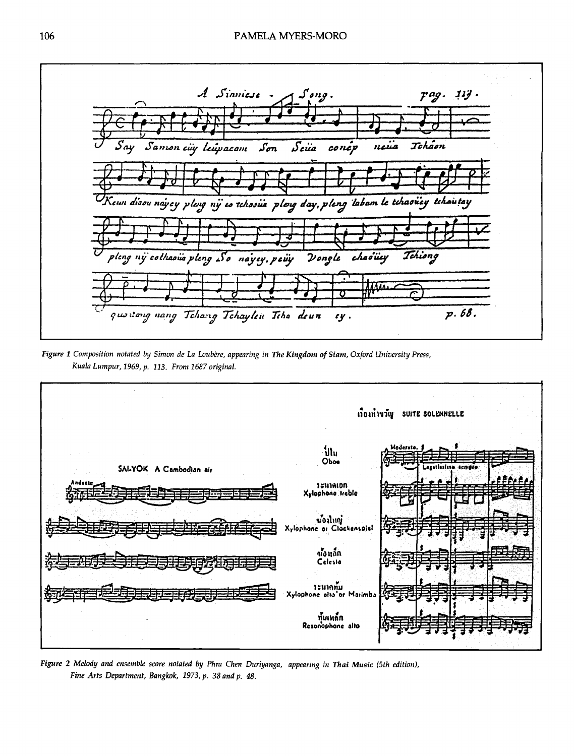*Figure 1 Composition notated by Simon de La Loubère, appearing in* **The Kingdom of Siam**, *Oxford University Press, Kuala Lumpur, 1969, p. 113. From 1687 original.*

*Figure 2 Melody and ensemble score notated by Phra Chen Duriyanga, appearing in* **Thai Music** *(5th edition), Fine Arts Department, Bangkok, 1973, p. 38 and p. 48.*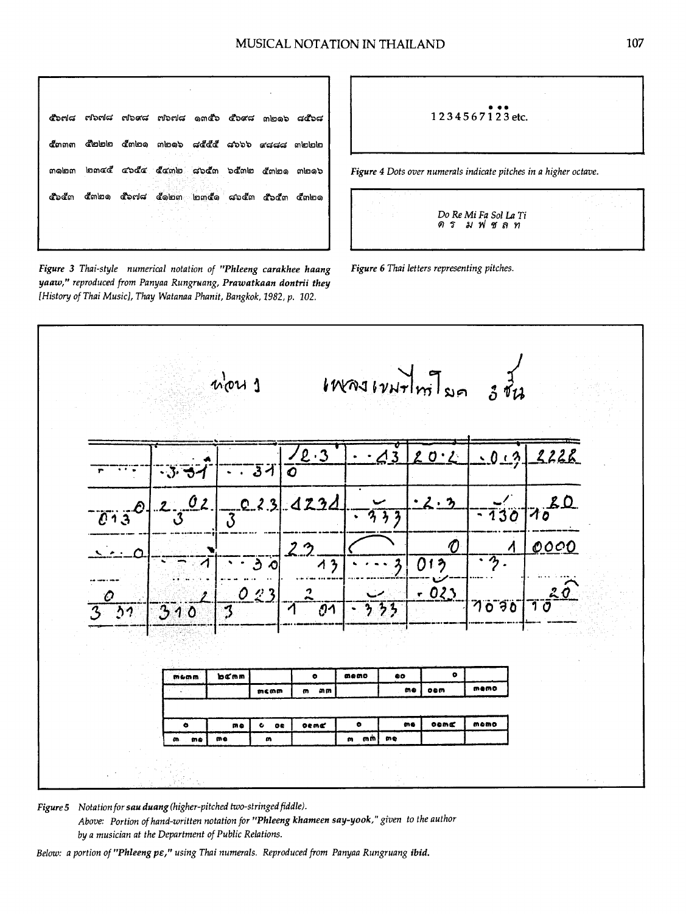**Figure 3** Thai-style numerical notation of *"Phleeng carakhee haang yaaw,"* reproduced from Panyaa Rungruang, ***Prawatkaan dontrii they*** *[History of Thai Music]*, *Thay Watanaa Phanit*, Bangkok, 1982, p. 102.

1 2 3 4 5 6 7 1 2 3 etc.

*Figure 4 Dots over numerals indicate pitches in a higher octave.*

*Do Re Mi Fa Sol La Ti*

*ด ร ม ฟ ซ ล ท*

*Figure 6 Thai letters representing pitches.*

*Figure 5 Notation for* ***sau duang*** *(higher-pitched two-stringed fiddle).*

*Above: Portion of hand-written notation for* ***"Phleeng khameen say-yook,"*** *given to the author by a musician at the Department of Public Relations.*

*Below: a portion of* ***"Phleeng pɛ,"*** *using Thai numerals. Reproduced from Panyaa Rungruang* ***ibid.***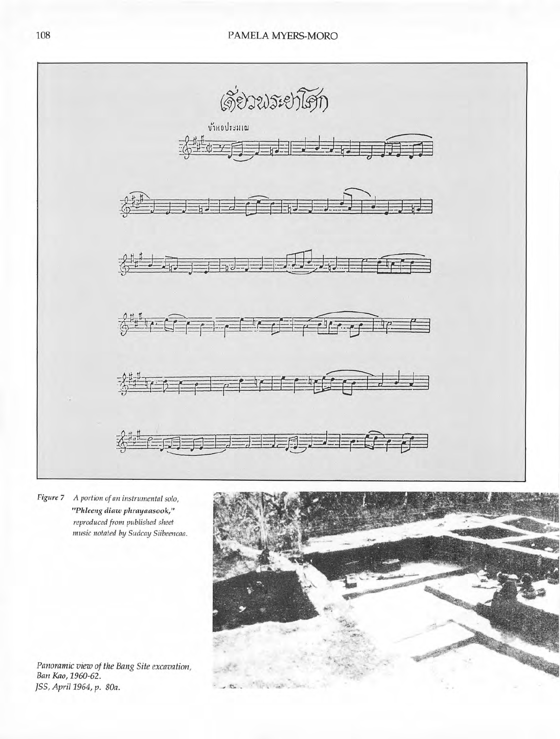*Figure 7* A portion of an instrumental solo, **"Phleeng diaw phrayaasook,"** reproduced from published sheet music notated by Sudcay Siibeencaa.

*Panoramic view of the Bang Site excavation, Ban Kao, 1960-62. JSS, April 1964, p. 80a.*